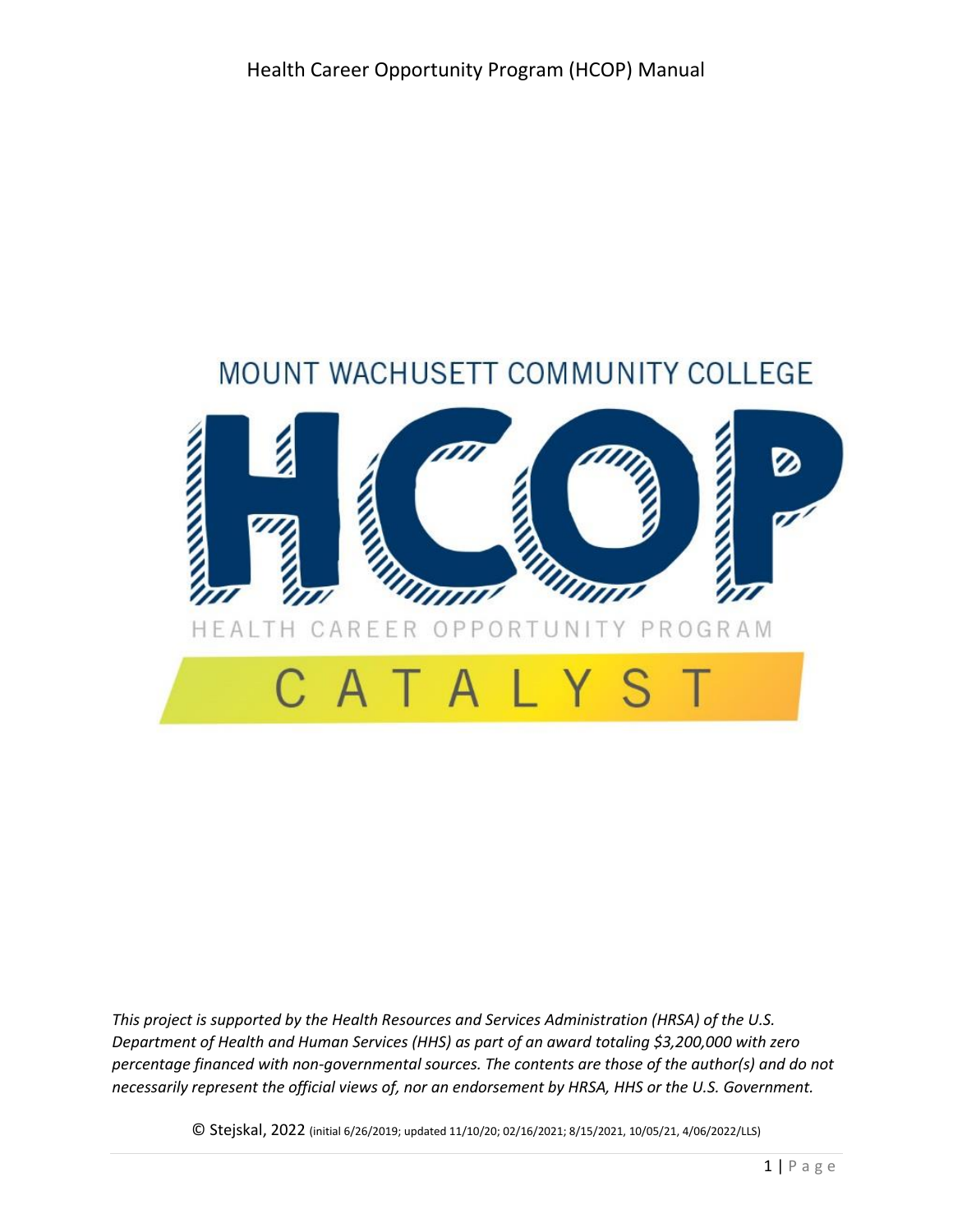# Health Career Opportunity Program (HCOP) Manual

MOUNT WACHUSETT COMMUNITY COLLEGE

HCOP

HEALTH CAREER OPPORTUNITY PROGRAM

CATALYST

*This project is supported by the Health Resources and Services Administration (HRSA) of the U.S. Department of Health and Human Services (HHS) as part of an award totaling $3,200,000 with zero percentage financed with non-governmental sources. The contents are those of the author(s) and do not necessarily represent the official views of, nor an endorsement by HRSA, HHS or the U.S. Government.*

© Stejskal, 2022 (initial 6/26/2019; updated 11/10/20; 02/16/2021; 8/15/2021, 10/05/21, 4/06/2022/LLS)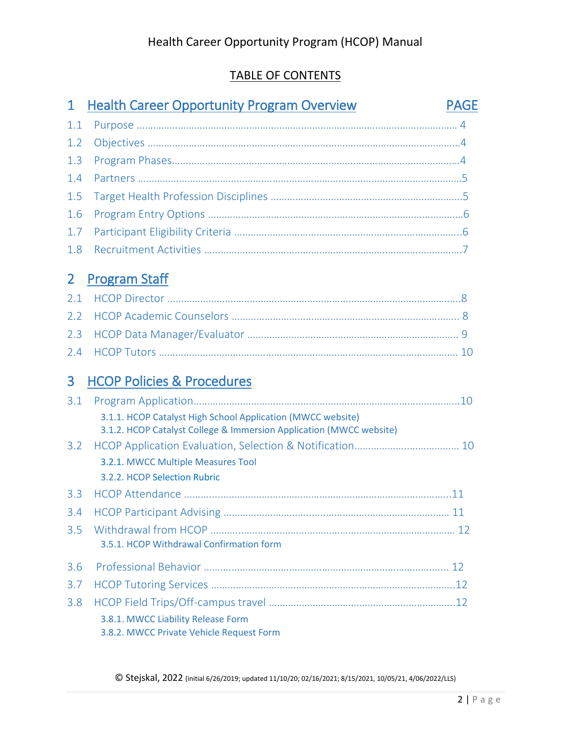Health Career Opportunity Program (HCOP) Manual

## TABLE OF CONTENTS

| | | |
|---|---|---|
| **1** | **Health Career Opportunity Program Overview** | **PAGE** |
| 1.1 | Purpose | 4 |
| 1.2 | Objectives | 4 |
| 1.3 | Program Phases | 4 |
| 1.4 | Partners | 5 |
| 1.5 | Target Health Profession Disciplines | 5 |
| 1.6 | Program Entry Options | 6 |
| 1.7 | Participant Eligibility Criteria | 6 |
| 1.8 | Recruitment Activities | 7 |
| **2** | **Program Staff** | |
| 2.1 | HCOP Director | 8 |
| 2.2 | HCOP Academic Counselors | 8 |
| 2.3 | HCOP Data Manager/Evaluator | 9 |
| 2.4 | HCOP Tutors | 10 |
| **3** | **HCOP Policies & Procedures** | |
| 3.1 | Program Application | 10 |
| | 3.1.1. HCOP Catalyst High School Application (MWCC website) | |
| | 3.1.2. HCOP Catalyst College & Immersion Application (MWCC website) | |
| 3.2 | HCOP Application Evaluation, Selection & Notification | 10 |
| | 3.2.1. MWCC Multiple Measures Tool | |
| | 3.2.2. HCOP Selection Rubric | |
| 3.3 | HCOP Attendance | 11 |
| 3.4 | HCOP Participant Advising | 11 |
| 3.5 | Withdrawal from HCOP | 12 |
| | 3.5.1. HCOP Withdrawal Confirmation form | |
| 3.6 | Professional Behavior | 12 |
| 3.7 | HCOP Tutoring Services | 12 |
| 3.8 | HCOP Field Trips/Off-campus travel | 12 |
| | 3.8.1. MWCC Liability Release Form | |
| | 3.8.2. MWCC Private Vehicle Request Form | |

© Stejskal, 2022 (initial 6/26/2019; updated 11/10/20; 02/16/2021; 8/15/2021, 10/05/21, 4/06/2022/LLS)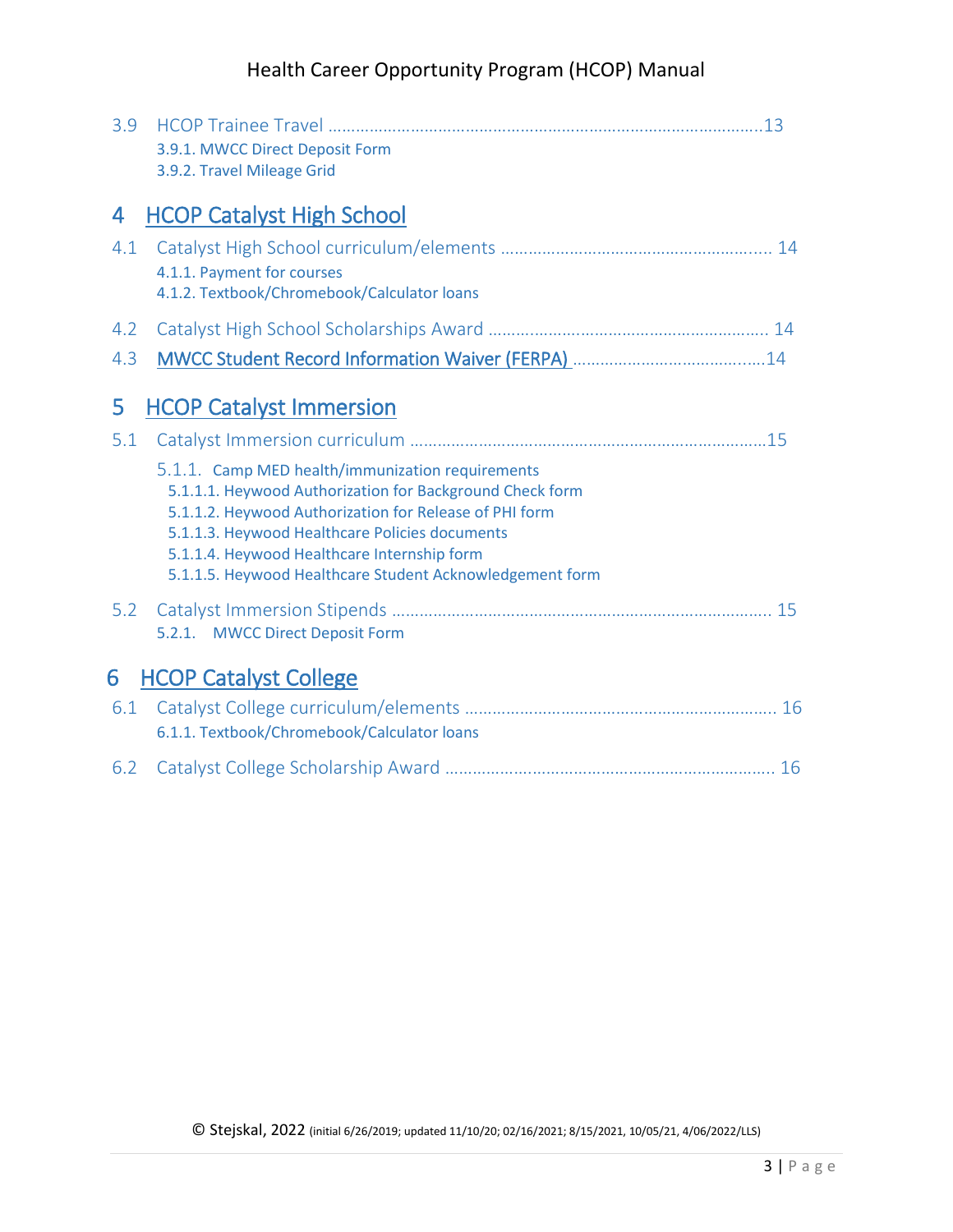3.9 HCOP Trainee Travel ....................................................................................13

- 3.9.1. MWCC Direct Deposit Form
- 3.9.2. Travel Mileage Grid

## 4 HCOP Catalyst High School

4.1 Catalyst High School curriculum/elements ........................................................ 14

- 4.1.1. Payment for courses
- 4.1.2. Textbook/Chromebook/Calculator loans

4.2 Catalyst High School Scholarships Award .......................................................... 14

4.3 MWCC Student Record Information Waiver (FERPA) ..........................................14

## 5 HCOP Catalyst Immersion

5.1 Catalyst Immersion curriculum ...........................................................................15

- 5.1.1. Camp MED health/immunization requirements
  - 5.1.1.1. Heywood Authorization for Background Check form
  - 5.1.1.2. Heywood Authorization for Release of PHI form
  - 5.1.1.3. Heywood Healthcare Policies documents
  - 5.1.1.4. Heywood Healthcare Internship form
  - 5.1.1.5. Heywood Healthcare Student Acknowledgement form

5.2 Catalyst Immersion Stipends ............................................................................. 15

- 5.2.1. MWCC Direct Deposit Form

## 6 HCOP Catalyst College

6.1 Catalyst College curriculum/elements ................................................................ 16

- 6.1.1. Textbook/Chromebook/Calculator loans

6.2 Catalyst College Scholarship Award .................................................................... 16

© Stejskal, 2022 (initial 6/26/2019; updated 11/10/20; 02/16/2021; 8/15/2021, 10/05/21, 4/06/2022/LLS)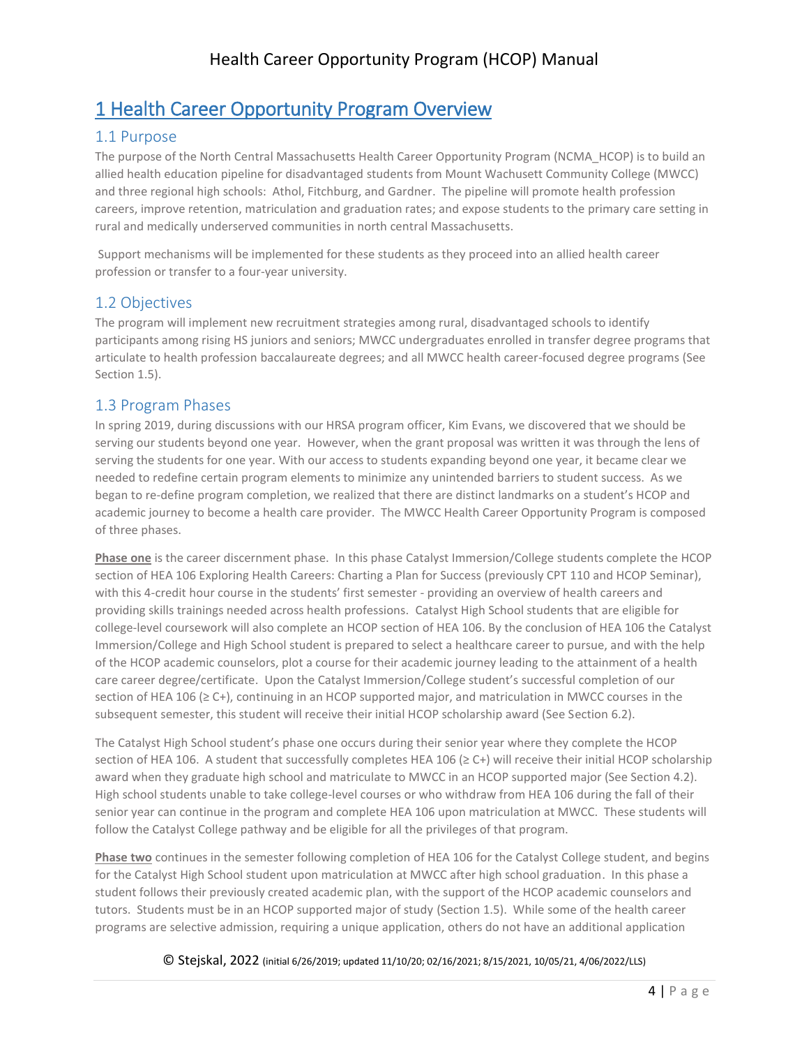# 1 Health Career Opportunity Program Overview

## 1.1 Purpose

The purpose of the North Central Massachusetts Health Career Opportunity Program (NCMA_HCOP) is to build an allied health education pipeline for disadvantaged students from Mount Wachusett Community College (MWCC) and three regional high schools: Athol, Fitchburg, and Gardner. The pipeline will promote health profession careers, improve retention, matriculation and graduation rates; and expose students to the primary care setting in rural and medically underserved communities in north central Massachusetts.

Support mechanisms will be implemented for these students as they proceed into an allied health career profession or transfer to a four-year university.

## 1.2 Objectives

The program will implement new recruitment strategies among rural, disadvantaged schools to identify participants among rising HS juniors and seniors; MWCC undergraduates enrolled in transfer degree programs that articulate to health profession baccalaureate degrees; and all MWCC health career-focused degree programs (See Section 1.5).

## 1.3 Program Phases

In spring 2019, during discussions with our HRSA program officer, Kim Evans, we discovered that we should be serving our students beyond one year. However, when the grant proposal was written it was through the lens of serving the students for one year. With our access to students expanding beyond one year, it became clear we needed to redefine certain program elements to minimize any unintended barriers to student success. As we began to re-define program completion, we realized that there are distinct landmarks on a student's HCOP and academic journey to become a health care provider. The MWCC Health Career Opportunity Program is composed of three phases.

**Phase one** is the career discernment phase. In this phase Catalyst Immersion/College students complete the HCOP section of HEA 106 Exploring Health Careers: Charting a Plan for Success (previously CPT 110 and HCOP Seminar), with this 4-credit hour course in the students' first semester - providing an overview of health careers and providing skills trainings needed across health professions. Catalyst High School students that are eligible for college-level coursework will also complete an HCOP section of HEA 106. By the conclusion of HEA 106 the Catalyst Immersion/College and High School student is prepared to select a healthcare career to pursue, and with the help of the HCOP academic counselors, plot a course for their academic journey leading to the attainment of a health care career degree/certificate. Upon the Catalyst Immersion/College student's successful completion of our section of HEA 106 (≥ C+), continuing in an HCOP supported major, and matriculation in MWCC courses in the subsequent semester, this student will receive their initial HCOP scholarship award (See Section 6.2).

The Catalyst High School student's phase one occurs during their senior year where they complete the HCOP section of HEA 106. A student that successfully completes HEA 106 (≥ C+) will receive their initial HCOP scholarship award when they graduate high school and matriculate to MWCC in an HCOP supported major (See Section 4.2). High school students unable to take college-level courses or who withdraw from HEA 106 during the fall of their senior year can continue in the program and complete HEA 106 upon matriculation at MWCC. These students will follow the Catalyst College pathway and be eligible for all the privileges of that program.

**Phase two** continues in the semester following completion of HEA 106 for the Catalyst College student, and begins for the Catalyst High School student upon matriculation at MWCC after high school graduation. In this phase a student follows their previously created academic plan, with the support of the HCOP academic counselors and tutors. Students must be in an HCOP supported major of study (Section 1.5). While some of the health career programs are selective admission, requiring a unique application, others do not have an additional application

© Stejskal, 2022 (initial 6/26/2019; updated 11/10/20; 02/16/2021; 8/15/2021, 10/05/21, 4/06/2022/LLS)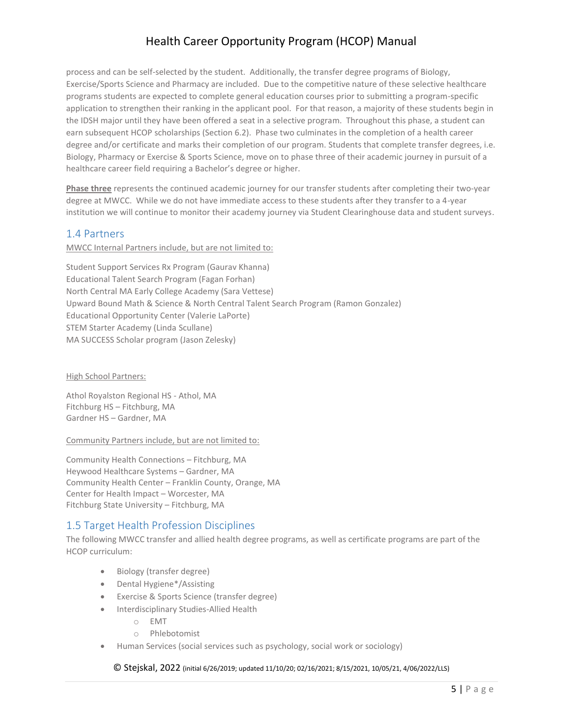process and can be self-selected by the student. Additionally, the transfer degree programs of Biology, Exercise/Sports Science and Pharmacy are included. Due to the competitive nature of these selective healthcare programs students are expected to complete general education courses prior to submitting a program-specific application to strengthen their ranking in the applicant pool. For that reason, a majority of these students begin in the IDSH major until they have been offered a seat in a selective program. Throughout this phase, a student can earn subsequent HCOP scholarships (Section 6.2). Phase two culminates in the completion of a health career degree and/or certificate and marks their completion of our program. Students that complete transfer degrees, i.e. Biology, Pharmacy or Exercise & Sports Science, move on to phase three of their academic journey in pursuit of a healthcare career field requiring a Bachelor's degree or higher.

**Phase three** represents the continued academic journey for our transfer students after completing their two-year degree at MWCC. While we do not have immediate access to these students after they transfer to a 4-year institution we will continue to monitor their academy journey via Student Clearinghouse data and student surveys.

## 1.4 Partners

MWCC Internal Partners include, but are not limited to:

Student Support Services Rx Program (Gaurav Khanna)
Educational Talent Search Program (Fagan Forhan)
North Central MA Early College Academy (Sara Vettese)
Upward Bound Math & Science & North Central Talent Search Program (Ramon Gonzalez)
Educational Opportunity Center (Valerie LaPorte)
STEM Starter Academy (Linda Scullane)
MA SUCCESS Scholar program (Jason Zelesky)

High School Partners:

Athol Royalston Regional HS - Athol, MA
Fitchburg HS – Fitchburg, MA
Gardner HS – Gardner, MA

Community Partners include, but are not limited to:

Community Health Connections – Fitchburg, MA
Heywood Healthcare Systems – Gardner, MA
Community Health Center – Franklin County, Orange, MA
Center for Health Impact – Worcester, MA
Fitchburg State University – Fitchburg, MA

## 1.5 Target Health Profession Disciplines

The following MWCC transfer and allied health degree programs, as well as certificate programs are part of the HCOP curriculum:

- Biology (transfer degree)
- Dental Hygiene*/Assisting
- Exercise & Sports Science (transfer degree)
- Interdisciplinary Studies-Allied Health
  - EMT
  - Phlebotomist
- Human Services (social services such as psychology, social work or sociology)

© Stejskal, 2022 (initial 6/26/2019; updated 11/10/20; 02/16/2021; 8/15/2021, 10/05/21, 4/06/2022/LLS)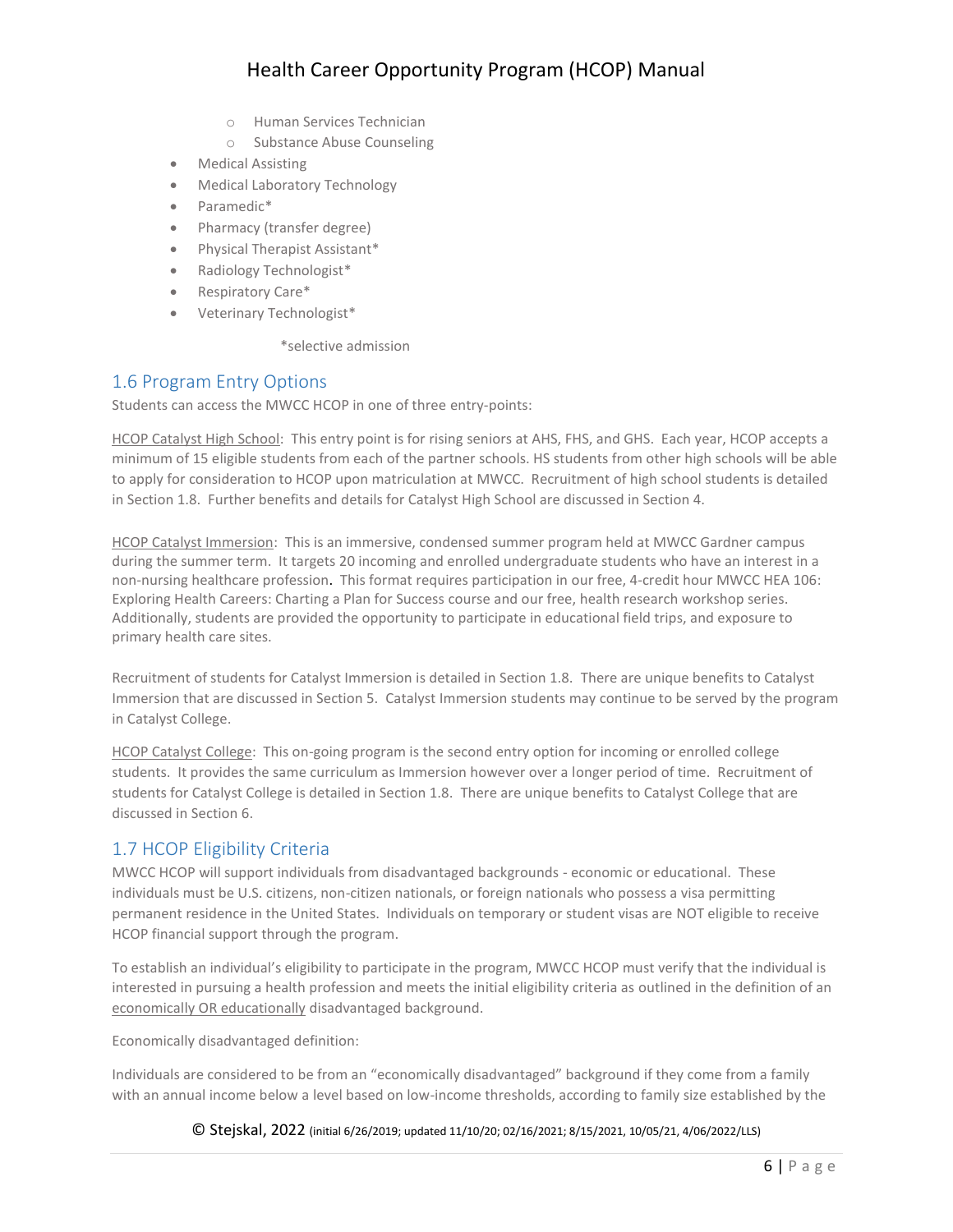- Human Services Technician
  - Substance Abuse Counseling
- Medical Assisting
- Medical Laboratory Technology
- Paramedic*
- Pharmacy (transfer degree)
- Physical Therapist Assistant*
- Radiology Technologist*
- Respiratory Care*
- Veterinary Technologist*

*selective admission

## 1.6 Program Entry Options

Students can access the MWCC HCOP in one of three entry-points:

HCOP Catalyst High School: This entry point is for rising seniors at AHS, FHS, and GHS. Each year, HCOP accepts a minimum of 15 eligible students from each of the partner schools. HS students from other high schools will be able to apply for consideration to HCOP upon matriculation at MWCC. Recruitment of high school students is detailed in Section 1.8. Further benefits and details for Catalyst High School are discussed in Section 4.

HCOP Catalyst Immersion: This is an immersive, condensed summer program held at MWCC Gardner campus during the summer term. It targets 20 incoming and enrolled undergraduate students who have an interest in a non-nursing healthcare profession. This format requires participation in our free, 4-credit hour MWCC HEA 106: Exploring Health Careers: Charting a Plan for Success course and our free, health research workshop series. Additionally, students are provided the opportunity to participate in educational field trips, and exposure to primary health care sites.

Recruitment of students for Catalyst Immersion is detailed in Section 1.8. There are unique benefits to Catalyst Immersion that are discussed in Section 5. Catalyst Immersion students may continue to be served by the program in Catalyst College.

HCOP Catalyst College: This on-going program is the second entry option for incoming or enrolled college students. It provides the same curriculum as Immersion however over a longer period of time. Recruitment of students for Catalyst College is detailed in Section 1.8. There are unique benefits to Catalyst College that are discussed in Section 6.

## 1.7 HCOP Eligibility Criteria

MWCC HCOP will support individuals from disadvantaged backgrounds - economic or educational. These individuals must be U.S. citizens, non-citizen nationals, or foreign nationals who possess a visa permitting permanent residence in the United States. Individuals on temporary or student visas are NOT eligible to receive HCOP financial support through the program.

To establish an individual's eligibility to participate in the program, MWCC HCOP must verify that the individual is interested in pursuing a health profession and meets the initial eligibility criteria as outlined in the definition of an economically OR educationally disadvantaged background.

Economically disadvantaged definition:

Individuals are considered to be from an "economically disadvantaged" background if they come from a family with an annual income below a level based on low-income thresholds, according to family size established by the

© Stejskal, 2022 (initial 6/26/2019; updated 11/10/20; 02/16/2021; 8/15/2021, 10/05/21, 4/06/2022/LLS)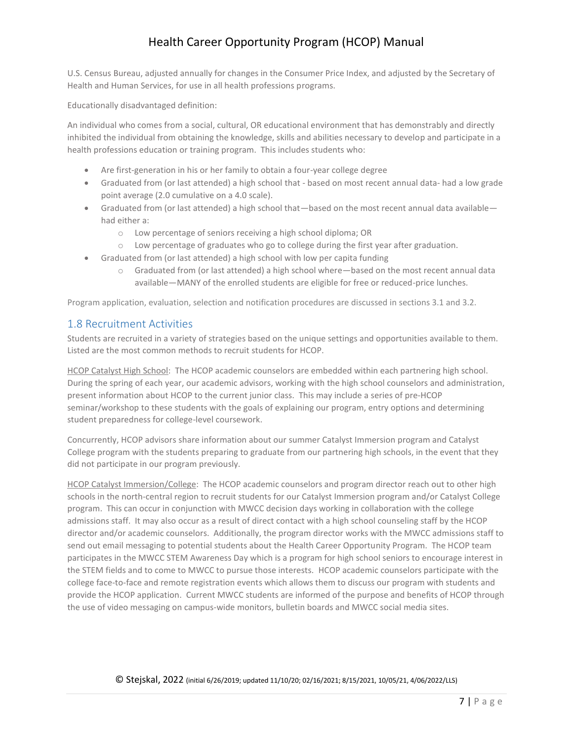U.S. Census Bureau, adjusted annually for changes in the Consumer Price Index, and adjusted by the Secretary of Health and Human Services, for use in all health professions programs.

Educationally disadvantaged definition:

An individual who comes from a social, cultural, OR educational environment that has demonstrably and directly inhibited the individual from obtaining the knowledge, skills and abilities necessary to develop and participate in a health professions education or training program. This includes students who:

- Are first-generation in his or her family to obtain a four-year college degree
- Graduated from (or last attended) a high school that - based on most recent annual data- had a low grade point average (2.0 cumulative on a 4.0 scale).
- Graduated from (or last attended) a high school that—based on the most recent annual data available—had either a:
    - Low percentage of seniors receiving a high school diploma; OR
    - Low percentage of graduates who go to college during the first year after graduation.
- Graduated from (or last attended) a high school with low per capita funding
    - Graduated from (or last attended) a high school where—based on the most recent annual data available—MANY of the enrolled students are eligible for free or reduced-price lunches.

Program application, evaluation, selection and notification procedures are discussed in sections 3.1 and 3.2.

## 1.8 Recruitment Activities

Students are recruited in a variety of strategies based on the unique settings and opportunities available to them. Listed are the most common methods to recruit students for HCOP.

HCOP Catalyst High School: The HCOP academic counselors are embedded within each partnering high school. During the spring of each year, our academic advisors, working with the high school counselors and administration, present information about HCOP to the current junior class. This may include a series of pre-HCOP seminar/workshop to these students with the goals of explaining our program, entry options and determining student preparedness for college-level coursework.

Concurrently, HCOP advisors share information about our summer Catalyst Immersion program and Catalyst College program with the students preparing to graduate from our partnering high schools, in the event that they did not participate in our program previously.

HCOP Catalyst Immersion/College: The HCOP academic counselors and program director reach out to other high schools in the north-central region to recruit students for our Catalyst Immersion program and/or Catalyst College program. This can occur in conjunction with MWCC decision days working in collaboration with the college admissions staff. It may also occur as a result of direct contact with a high school counseling staff by the HCOP director and/or academic counselors. Additionally, the program director works with the MWCC admissions staff to send out email messaging to potential students about the Health Career Opportunity Program. The HCOP team participates in the MWCC STEM Awareness Day which is a program for high school seniors to encourage interest in the STEM fields and to come to MWCC to pursue those interests. HCOP academic counselors participate with the college face-to-face and remote registration events which allows them to discuss our program with students and provide the HCOP application. Current MWCC students are informed of the purpose and benefits of HCOP through the use of video messaging on campus-wide monitors, bulletin boards and MWCC social media sites.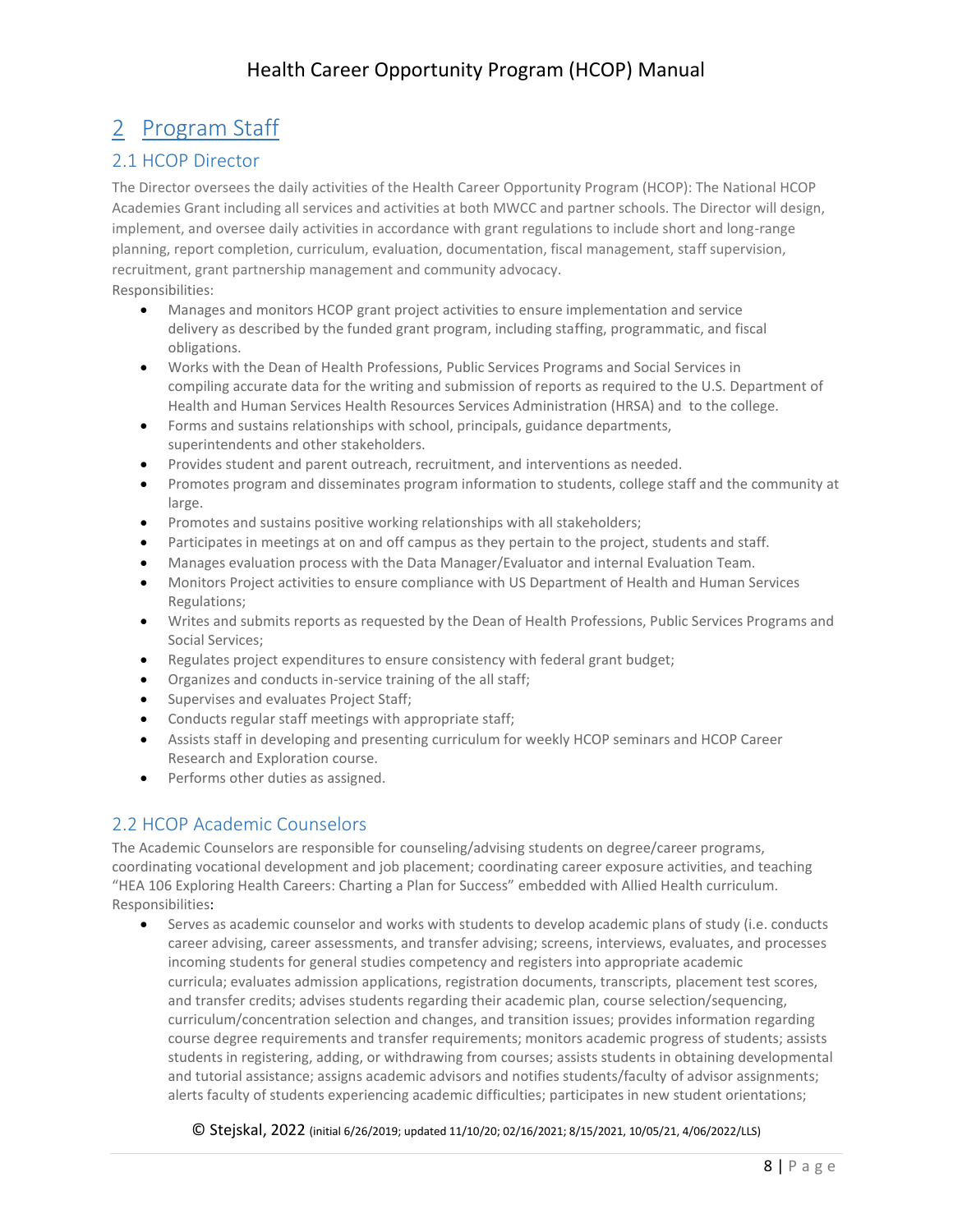# 2 Program Staff

## 2.1 HCOP Director

The Director oversees the daily activities of the Health Career Opportunity Program (HCOP): The National HCOP Academies Grant including all services and activities at both MWCC and partner schools. The Director will design, implement, and oversee daily activities in accordance with grant regulations to include short and long-range planning, report completion, curriculum, evaluation, documentation, fiscal management, staff supervision, recruitment, grant partnership management and community advocacy.

Responsibilities:

- Manages and monitors HCOP grant project activities to ensure implementation and service delivery as described by the funded grant program, including staffing, programmatic, and fiscal obligations.
- Works with the Dean of Health Professions, Public Services Programs and Social Services in compiling accurate data for the writing and submission of reports as required to the U.S. Department of Health and Human Services Health Resources Services Administration (HRSA) and to the college.
- Forms and sustains relationships with school, principals, guidance departments, superintendents and other stakeholders.
- Provides student and parent outreach, recruitment, and interventions as needed.
- Promotes program and disseminates program information to students, college staff and the community at large.
- Promotes and sustains positive working relationships with all stakeholders;
- Participates in meetings at on and off campus as they pertain to the project, students and staff.
- Manages evaluation process with the Data Manager/Evaluator and internal Evaluation Team.
- Monitors Project activities to ensure compliance with US Department of Health and Human Services Regulations;
- Writes and submits reports as requested by the Dean of Health Professions, Public Services Programs and Social Services;
- Regulates project expenditures to ensure consistency with federal grant budget;
- Organizes and conducts in-service training of the all staff;
- Supervises and evaluates Project Staff;
- Conducts regular staff meetings with appropriate staff;
- Assists staff in developing and presenting curriculum for weekly HCOP seminars and HCOP Career Research and Exploration course.
- Performs other duties as assigned.

## 2.2 HCOP Academic Counselors

The Academic Counselors are responsible for counseling/advising students on degree/career programs, coordinating vocational development and job placement; coordinating career exposure activities, and teaching "HEA 106 Exploring Health Careers: Charting a Plan for Success" embedded with Allied Health curriculum.

Responsibilities:

- Serves as academic counselor and works with students to develop academic plans of study (i.e. conducts career advising, career assessments, and transfer advising; screens, interviews, evaluates, and processes incoming students for general studies competency and registers into appropriate academic curricula; evaluates admission applications, registration documents, transcripts, placement test scores, and transfer credits; advises students regarding their academic plan, course selection/sequencing, curriculum/concentration selection and changes, and transition issues; provides information regarding course degree requirements and transfer requirements; monitors academic progress of students; assists students in registering, adding, or withdrawing from courses; assists students in obtaining developmental and tutorial assistance; assigns academic advisors and notifies students/faculty of advisor assignments; alerts faculty of students experiencing academic difficulties; participates in new student orientations;

© Stejskal, 2022 (initial 6/26/2019; updated 11/10/20; 02/16/2021; 8/15/2021, 10/05/21, 4/06/2022/LLS)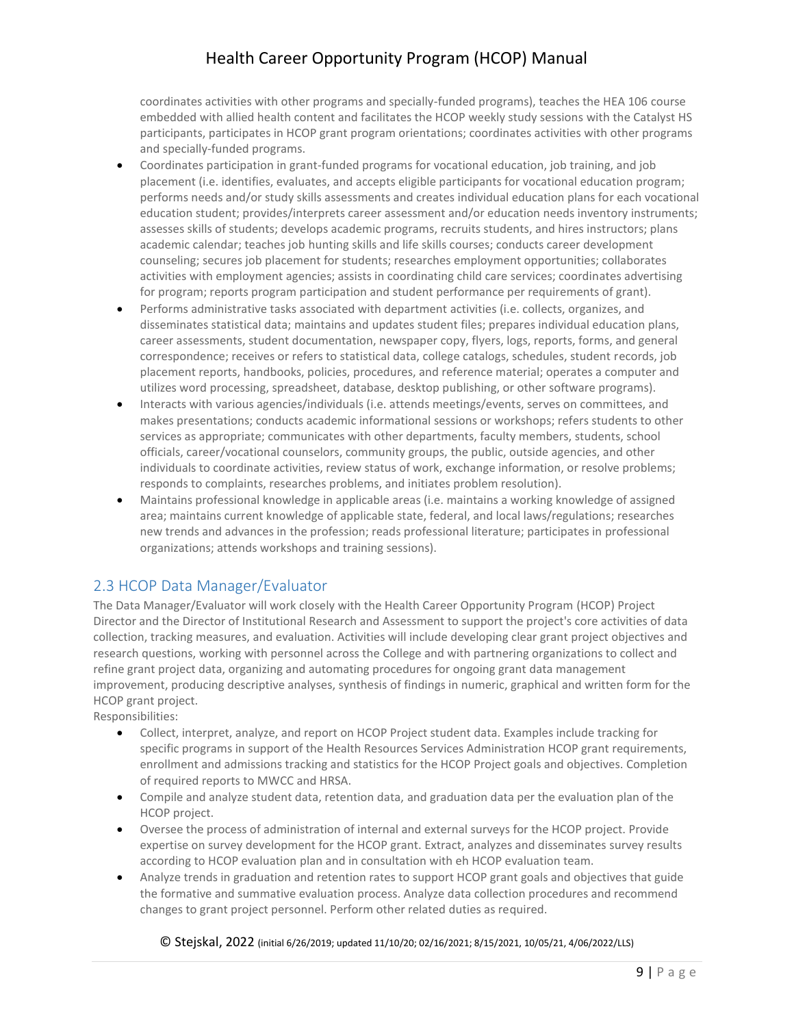coordinates activities with other programs and specially-funded programs), teaches the HEA 106 course embedded with allied health content and facilitates the HCOP weekly study sessions with the Catalyst HS participants, participates in HCOP grant program orientations; coordinates activities with other programs and specially-funded programs.

- Coordinates participation in grant-funded programs for vocational education, job training, and job placement (i.e. identifies, evaluates, and accepts eligible participants for vocational education program; performs needs and/or study skills assessments and creates individual education plans for each vocational education student; provides/interprets career assessment and/or education needs inventory instruments; assesses skills of students; develops academic programs, recruits students, and hires instructors; plans academic calendar; teaches job hunting skills and life skills courses; conducts career development counseling; secures job placement for students; researches employment opportunities; collaborates activities with employment agencies; assists in coordinating child care services; coordinates advertising for program; reports program participation and student performance per requirements of grant).
- Performs administrative tasks associated with department activities (i.e. collects, organizes, and disseminates statistical data; maintains and updates student files; prepares individual education plans, career assessments, student documentation, newspaper copy, flyers, logs, reports, forms, and general correspondence; receives or refers to statistical data, college catalogs, schedules, student records, job placement reports, handbooks, policies, procedures, and reference material; operates a computer and utilizes word processing, spreadsheet, database, desktop publishing, or other software programs).
- Interacts with various agencies/individuals (i.e. attends meetings/events, serves on committees, and makes presentations; conducts academic informational sessions or workshops; refers students to other services as appropriate; communicates with other departments, faculty members, students, school officials, career/vocational counselors, community groups, the public, outside agencies, and other individuals to coordinate activities, review status of work, exchange information, or resolve problems; responds to complaints, researches problems, and initiates problem resolution).
- Maintains professional knowledge in applicable areas (i.e. maintains a working knowledge of assigned area; maintains current knowledge of applicable state, federal, and local laws/regulations; researches new trends and advances in the profession; reads professional literature; participates in professional organizations; attends workshops and training sessions).

## 2.3 HCOP Data Manager/Evaluator

The Data Manager/Evaluator will work closely with the Health Career Opportunity Program (HCOP) Project Director and the Director of Institutional Research and Assessment to support the project's core activities of data collection, tracking measures, and evaluation. Activities will include developing clear grant project objectives and research questions, working with personnel across the College and with partnering organizations to collect and refine grant project data, organizing and automating procedures for ongoing grant data management improvement, producing descriptive analyses, synthesis of findings in numeric, graphical and written form for the HCOP grant project.

Responsibilities:

- Collect, interpret, analyze, and report on HCOP Project student data. Examples include tracking for specific programs in support of the Health Resources Services Administration HCOP grant requirements, enrollment and admissions tracking and statistics for the HCOP Project goals and objectives. Completion of required reports to MWCC and HRSA.
- Compile and analyze student data, retention data, and graduation data per the evaluation plan of the HCOP project.
- Oversee the process of administration of internal and external surveys for the HCOP project. Provide expertise on survey development for the HCOP grant. Extract, analyzes and disseminates survey results according to HCOP evaluation plan and in consultation with eh HCOP evaluation team.
- Analyze trends in graduation and retention rates to support HCOP grant goals and objectives that guide the formative and summative evaluation process. Analyze data collection procedures and recommend changes to grant project personnel. Perform other related duties as required.

© Stejskal, 2022 (initial 6/26/2019; updated 11/10/20; 02/16/2021; 8/15/2021, 10/05/21, 4/06/2022/LLS)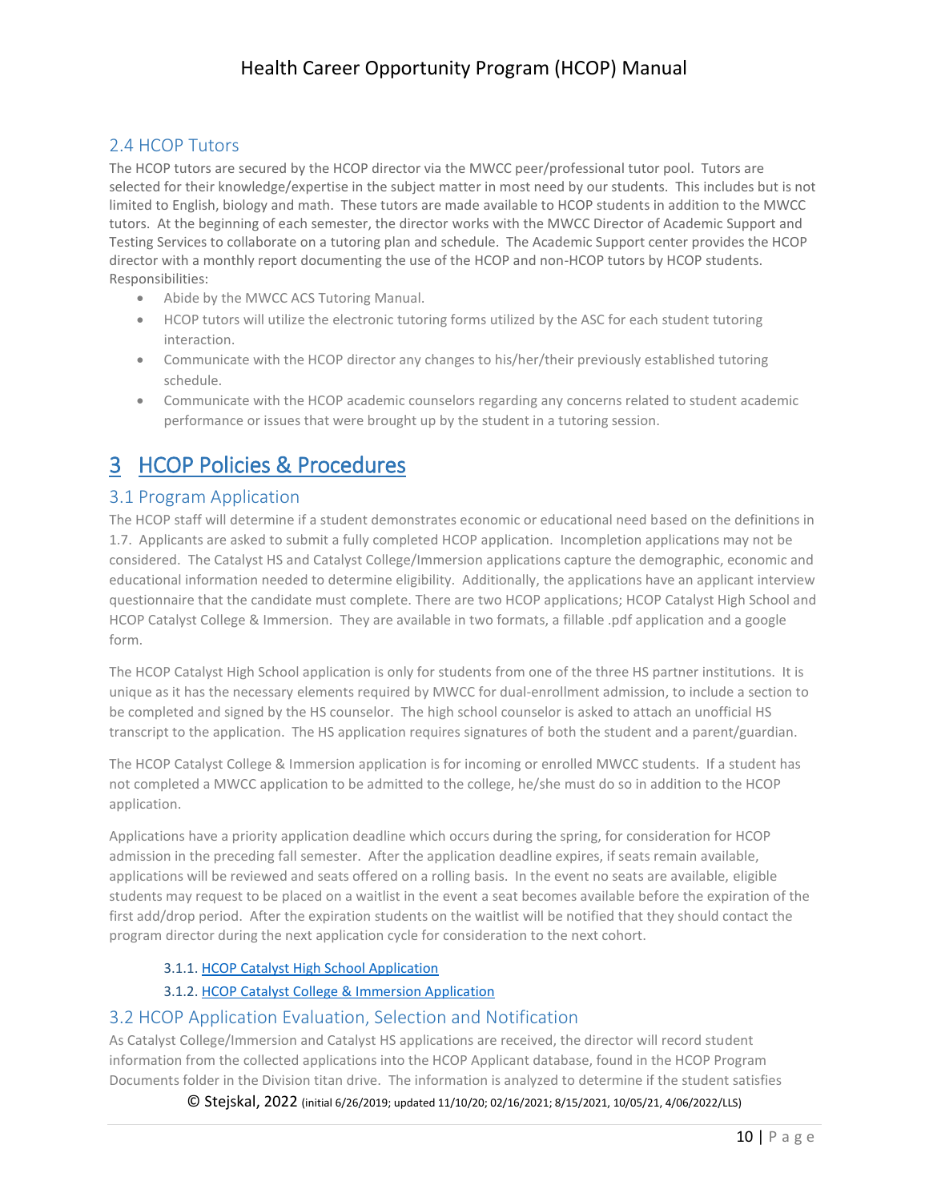## 2.4 HCOP Tutors

The HCOP tutors are secured by the HCOP director via the MWCC peer/professional tutor pool. Tutors are selected for their knowledge/expertise in the subject matter in most need by our students. This includes but is not limited to English, biology and math. These tutors are made available to HCOP students in addition to the MWCC tutors. At the beginning of each semester, the director works with the MWCC Director of Academic Support and Testing Services to collaborate on a tutoring plan and schedule. The Academic Support center provides the HCOP director with a monthly report documenting the use of the HCOP and non-HCOP tutors by HCOP students.

Responsibilities:

- Abide by the MWCC ACS Tutoring Manual.
- HCOP tutors will utilize the electronic tutoring forms utilized by the ASC for each student tutoring interaction.
- Communicate with the HCOP director any changes to his/her/their previously established tutoring schedule.
- Communicate with the HCOP academic counselors regarding any concerns related to student academic performance or issues that were brought up by the student in a tutoring session.

# 3 HCOP Policies & Procedures

## 3.1 Program Application

The HCOP staff will determine if a student demonstrates economic or educational need based on the definitions in 1.7. Applicants are asked to submit a fully completed HCOP application. Incompletion applications may not be considered. The Catalyst HS and Catalyst College/Immersion applications capture the demographic, economic and educational information needed to determine eligibility. Additionally, the applications have an applicant interview questionnaire that the candidate must complete. There are two HCOP applications; HCOP Catalyst High School and HCOP Catalyst College & Immersion. They are available in two formats, a fillable .pdf application and a google form.

The HCOP Catalyst High School application is only for students from one of the three HS partner institutions. It is unique as it has the necessary elements required by MWCC for dual-enrollment admission, to include a section to be completed and signed by the HS counselor. The high school counselor is asked to attach an unofficial HS transcript to the application. The HS application requires signatures of both the student and a parent/guardian.

The HCOP Catalyst College & Immersion application is for incoming or enrolled MWCC students. If a student has not completed a MWCC application to be admitted to the college, he/she must do so in addition to the HCOP application.

Applications have a priority application deadline which occurs during the spring, for consideration for HCOP admission in the preceding fall semester. After the application deadline expires, if seats remain available, applications will be reviewed and seats offered on a rolling basis. In the event no seats are available, eligible students may request to be placed on a waitlist in the event a seat becomes available before the expiration of the first add/drop period. After the expiration students on the waitlist will be notified that they should contact the program director during the next application cycle for consideration to the next cohort.

3.1.1. HCOP Catalyst High School Application

3.1.2. HCOP Catalyst College & Immersion Application

## 3.2 HCOP Application Evaluation, Selection and Notification

As Catalyst College/Immersion and Catalyst HS applications are received, the director will record student information from the collected applications into the HCOP Applicant database, found in the HCOP Program Documents folder in the Division titan drive. The information is analyzed to determine if the student satisfies

© Stejskal, 2022 (initial 6/26/2019; updated 11/10/20; 02/16/2021; 8/15/2021, 10/05/21, 4/06/2022/LLS)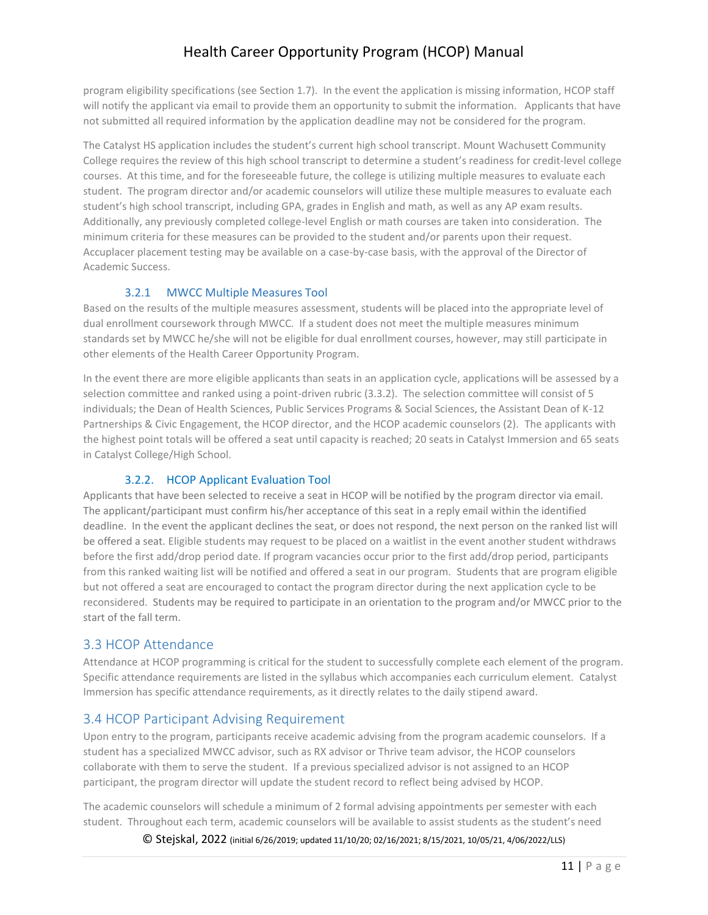program eligibility specifications (see Section 1.7). In the event the application is missing information, HCOP staff will notify the applicant via email to provide them an opportunity to submit the information. Applicants that have not submitted all required information by the application deadline may not be considered for the program.

The Catalyst HS application includes the student's current high school transcript. Mount Wachusett Community College requires the review of this high school transcript to determine a student's readiness for credit-level college courses. At this time, and for the foreseeable future, the college is utilizing multiple measures to evaluate each student. The program director and/or academic counselors will utilize these multiple measures to evaluate each student's high school transcript, including GPA, grades in English and math, as well as any AP exam results. Additionally, any previously completed college-level English or math courses are taken into consideration. The minimum criteria for these measures can be provided to the student and/or parents upon their request. Accuplacer placement testing may be available on a case-by-case basis, with the approval of the Director of Academic Success.

#### 3.2.1 MWCC Multiple Measures Tool

Based on the results of the multiple measures assessment, students will be placed into the appropriate level of dual enrollment coursework through MWCC. If a student does not meet the multiple measures minimum standards set by MWCC he/she will not be eligible for dual enrollment courses, however, may still participate in other elements of the Health Career Opportunity Program.

In the event there are more eligible applicants than seats in an application cycle, applications will be assessed by a selection committee and ranked using a point-driven rubric (3.3.2). The selection committee will consist of 5 individuals; the Dean of Health Sciences, Public Services Programs & Social Sciences, the Assistant Dean of K-12 Partnerships & Civic Engagement, the HCOP director, and the HCOP academic counselors (2). The applicants with the highest point totals will be offered a seat until capacity is reached; 20 seats in Catalyst Immersion and 65 seats in Catalyst College/High School.

#### 3.2.2. HCOP Applicant Evaluation Tool

Applicants that have been selected to receive a seat in HCOP will be notified by the program director via email. The applicant/participant must confirm his/her acceptance of this seat in a reply email within the identified deadline. In the event the applicant declines the seat, or does not respond, the next person on the ranked list will be offered a seat. Eligible students may request to be placed on a waitlist in the event another student withdraws before the first add/drop period date. If program vacancies occur prior to the first add/drop period, participants from this ranked waiting list will be notified and offered a seat in our program. Students that are program eligible but not offered a seat are encouraged to contact the program director during the next application cycle to be reconsidered. Students may be required to participate in an orientation to the program and/or MWCC prior to the start of the fall term.

## 3.3 HCOP Attendance

Attendance at HCOP programming is critical for the student to successfully complete each element of the program. Specific attendance requirements are listed in the syllabus which accompanies each curriculum element. Catalyst Immersion has specific attendance requirements, as it directly relates to the daily stipend award.

## 3.4 HCOP Participant Advising Requirement

Upon entry to the program, participants receive academic advising from the program academic counselors. If a student has a specialized MWCC advisor, such as RX advisor or Thrive team advisor, the HCOP counselors collaborate with them to serve the student. If a previous specialized advisor is not assigned to an HCOP participant, the program director will update the student record to reflect being advised by HCOP.

The academic counselors will schedule a minimum of 2 formal advising appointments per semester with each student. Throughout each term, academic counselors will be available to assist students as the student's need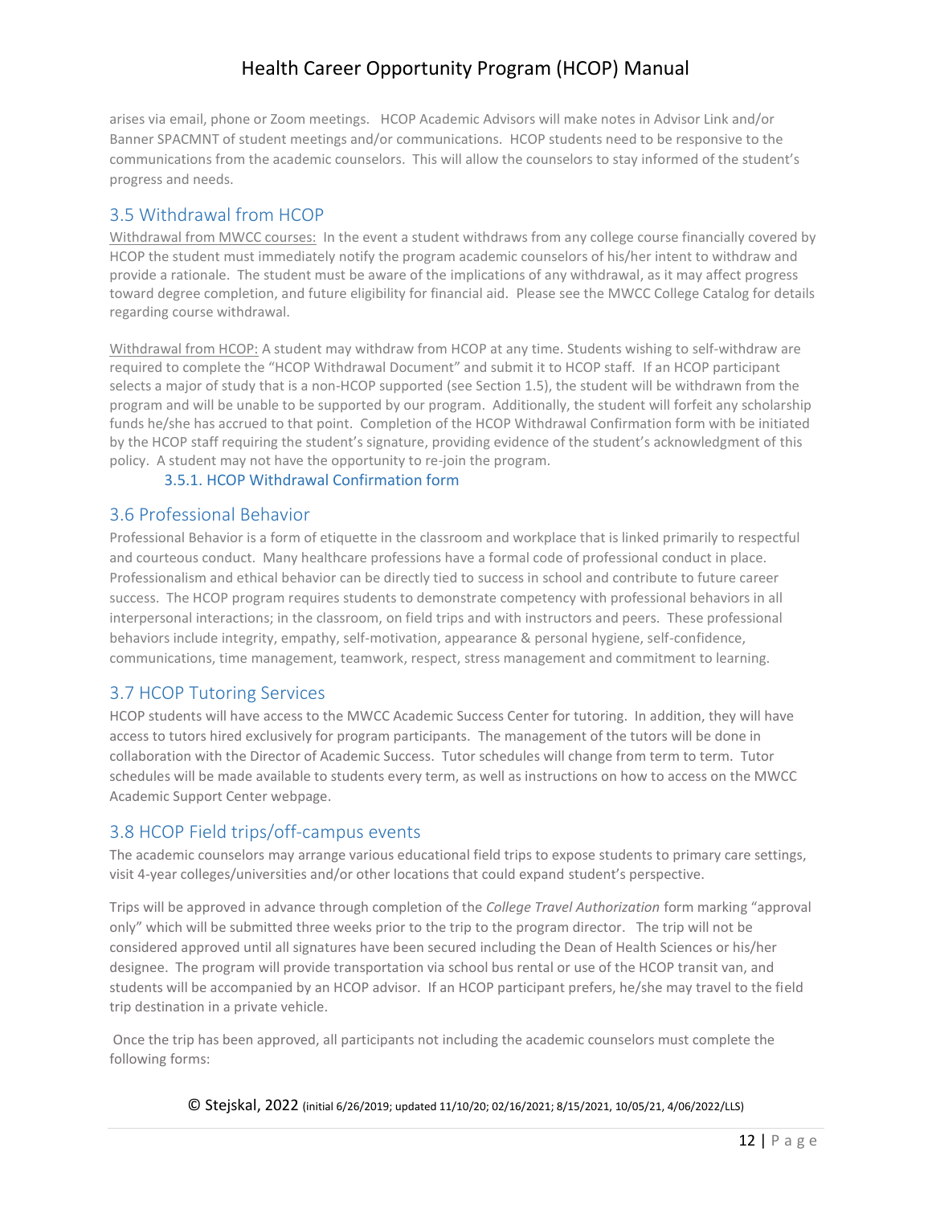arises via email, phone or Zoom meetings. HCOP Academic Advisors will make notes in Advisor Link and/or Banner SPACMNT of student meetings and/or communications. HCOP students need to be responsive to the communications from the academic counselors. This will allow the counselors to stay informed of the student's progress and needs.

## 3.5 Withdrawal from HCOP

Withdrawal from MWCC courses: In the event a student withdraws from any college course financially covered by HCOP the student must immediately notify the program academic counselors of his/her intent to withdraw and provide a rationale. The student must be aware of the implications of any withdrawal, as it may affect progress toward degree completion, and future eligibility for financial aid. Please see the MWCC College Catalog for details regarding course withdrawal.

Withdrawal from HCOP: A student may withdraw from HCOP at any time. Students wishing to self-withdraw are required to complete the "HCOP Withdrawal Document" and submit it to HCOP staff. If an HCOP participant selects a major of study that is a non-HCOP supported (see Section 1.5), the student will be withdrawn from the program and will be unable to be supported by our program. Additionally, the student will forfeit any scholarship funds he/she has accrued to that point. Completion of the HCOP Withdrawal Confirmation form with be initiated by the HCOP staff requiring the student's signature, providing evidence of the student's acknowledgment of this policy. A student may not have the opportunity to re-join the program.

### 3.5.1. HCOP Withdrawal Confirmation form

## 3.6 Professional Behavior

Professional Behavior is a form of etiquette in the classroom and workplace that is linked primarily to respectful and courteous conduct. Many healthcare professions have a formal code of professional conduct in place. Professionalism and ethical behavior can be directly tied to success in school and contribute to future career success. The HCOP program requires students to demonstrate competency with professional behaviors in all interpersonal interactions; in the classroom, on field trips and with instructors and peers. These professional behaviors include integrity, empathy, self-motivation, appearance & personal hygiene, self-confidence, communications, time management, teamwork, respect, stress management and commitment to learning.

## 3.7 HCOP Tutoring Services

HCOP students will have access to the MWCC Academic Success Center for tutoring. In addition, they will have access to tutors hired exclusively for program participants. The management of the tutors will be done in collaboration with the Director of Academic Success. Tutor schedules will change from term to term. Tutor schedules will be made available to students every term, as well as instructions on how to access on the MWCC Academic Support Center webpage.

## 3.8 HCOP Field trips/off-campus events

The academic counselors may arrange various educational field trips to expose students to primary care settings, visit 4-year colleges/universities and/or other locations that could expand student's perspective.

Trips will be approved in advance through completion of the *College Travel Authorization* form marking "approval only" which will be submitted three weeks prior to the trip to the program director. The trip will not be considered approved until all signatures have been secured including the Dean of Health Sciences or his/her designee. The program will provide transportation via school bus rental or use of the HCOP transit van, and students will be accompanied by an HCOP advisor. If an HCOP participant prefers, he/she may travel to the field trip destination in a private vehicle.

Once the trip has been approved, all participants not including the academic counselors must complete the following forms:

© Stejskal, 2022 (initial 6/26/2019; updated 11/10/20; 02/16/2021; 8/15/2021, 10/05/21, 4/06/2022/LLS)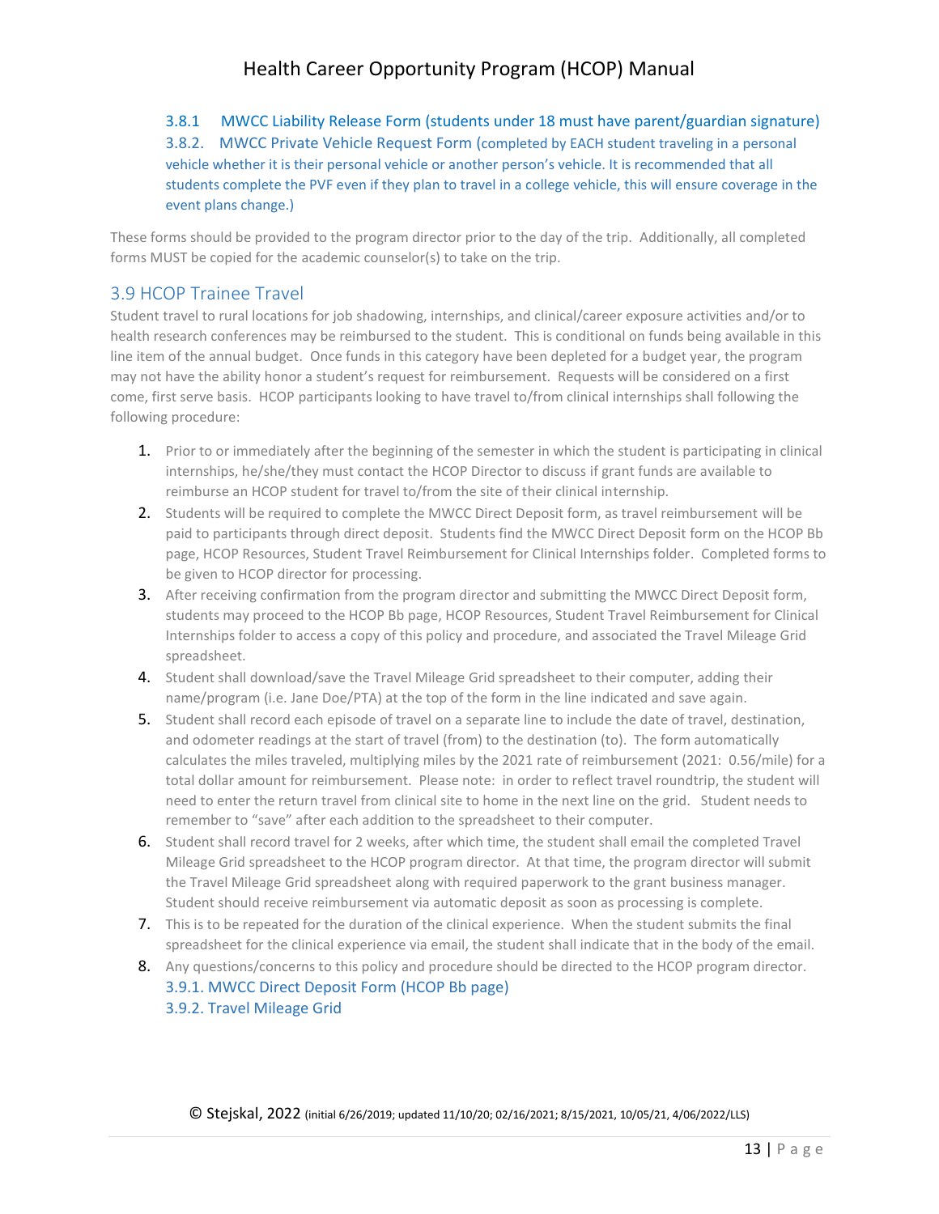3.8.1 MWCC Liability Release Form (students under 18 must have parent/guardian signature)

3.8.2. MWCC Private Vehicle Request Form (completed by EACH student traveling in a personal vehicle whether it is their personal vehicle or another person's vehicle. It is recommended that all students complete the PVF even if they plan to travel in a college vehicle, this will ensure coverage in the event plans change.)

These forms should be provided to the program director prior to the day of the trip. Additionally, all completed forms MUST be copied for the academic counselor(s) to take on the trip.

## 3.9 HCOP Trainee Travel

Student travel to rural locations for job shadowing, internships, and clinical/career exposure activities and/or to health research conferences may be reimbursed to the student. This is conditional on funds being available in this line item of the annual budget. Once funds in this category have been depleted for a budget year, the program may not have the ability honor a student's request for reimbursement. Requests will be considered on a first come, first serve basis. HCOP participants looking to have travel to/from clinical internships shall following the following procedure:

1. Prior to or immediately after the beginning of the semester in which the student is participating in clinical internships, he/she/they must contact the HCOP Director to discuss if grant funds are available to reimburse an HCOP student for travel to/from the site of their clinical internship.
2. Students will be required to complete the MWCC Direct Deposit form, as travel reimbursement will be paid to participants through direct deposit. Students find the MWCC Direct Deposit form on the HCOP Bb page, HCOP Resources, Student Travel Reimbursement for Clinical Internships folder. Completed forms to be given to HCOP director for processing.
3. After receiving confirmation from the program director and submitting the MWCC Direct Deposit form, students may proceed to the HCOP Bb page, HCOP Resources, Student Travel Reimbursement for Clinical Internships folder to access a copy of this policy and procedure, and associated the Travel Mileage Grid spreadsheet.
4. Student shall download/save the Travel Mileage Grid spreadsheet to their computer, adding their name/program (i.e. Jane Doe/PTA) at the top of the form in the line indicated and save again.
5. Student shall record each episode of travel on a separate line to include the date of travel, destination, and odometer readings at the start of travel (from) to the destination (to). The form automatically calculates the miles traveled, multiplying miles by the 2021 rate of reimbursement (2021: 0.56/mile) for a total dollar amount for reimbursement. Please note: in order to reflect travel roundtrip, the student will need to enter the return travel from clinical site to home in the next line on the grid. Student needs to remember to "save" after each addition to the spreadsheet to their computer.
6. Student shall record travel for 2 weeks, after which time, the student shall email the completed Travel Mileage Grid spreadsheet to the HCOP program director. At that time, the program director will submit the Travel Mileage Grid spreadsheet along with required paperwork to the grant business manager. Student should receive reimbursement via automatic deposit as soon as processing is complete.
7. This is to be repeated for the duration of the clinical experience. When the student submits the final spreadsheet for the clinical experience via email, the student shall indicate that in the body of the email.
8. Any questions/concerns to this policy and procedure should be directed to the HCOP program director.

3.9.1. MWCC Direct Deposit Form (HCOP Bb page)

3.9.2. Travel Mileage Grid

© Stejskal, 2022 (initial 6/26/2019; updated 11/10/20; 02/16/2021; 8/15/2021, 10/05/21, 4/06/2022/LLS)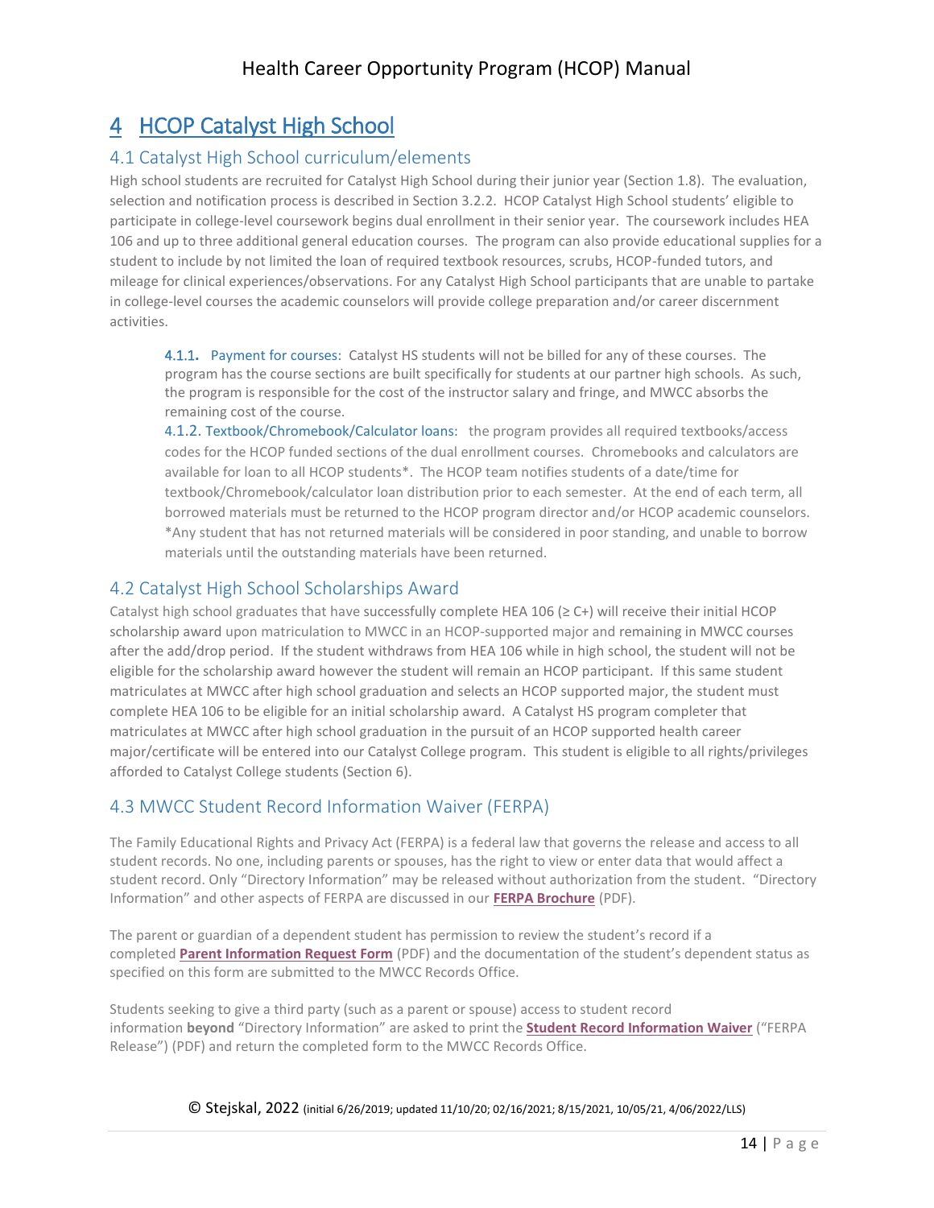# 4 HCOP Catalyst High School

## 4.1 Catalyst High School curriculum/elements

High school students are recruited for Catalyst High School during their junior year (Section 1.8). The evaluation, selection and notification process is described in Section 3.2.2. HCOP Catalyst High School students' eligible to participate in college-level coursework begins dual enrollment in their senior year. The coursework includes HEA 106 and up to three additional general education courses. The program can also provide educational supplies for a student to include by not limited the loan of required textbook resources, scrubs, HCOP-funded tutors, and mileage for clinical experiences/observations. For any Catalyst High School participants that are unable to partake in college-level courses the academic counselors will provide college preparation and/or career discernment activities.

4.1.1. Payment for courses: Catalyst HS students will not be billed for any of these courses. The program has the course sections are built specifically for students at our partner high schools. As such, the program is responsible for the cost of the instructor salary and fringe, and MWCC absorbs the remaining cost of the course.

4.1.2. Textbook/Chromebook/Calculator loans: the program provides all required textbooks/access codes for the HCOP funded sections of the dual enrollment courses. Chromebooks and calculators are available for loan to all HCOP students*. The HCOP team notifies students of a date/time for textbook/Chromebook/calculator loan distribution prior to each semester. At the end of each term, all borrowed materials must be returned to the HCOP program director and/or HCOP academic counselors. *Any student that has not returned materials will be considered in poor standing, and unable to borrow materials until the outstanding materials have been returned.

## 4.2 Catalyst High School Scholarships Award

Catalyst high school graduates that have successfully complete HEA 106 (≥ C+) will receive their initial HCOP scholarship award upon matriculation to MWCC in an HCOP-supported major and remaining in MWCC courses after the add/drop period. If the student withdraws from HEA 106 while in high school, the student will not be eligible for the scholarship award however the student will remain an HCOP participant. If this same student matriculates at MWCC after high school graduation and selects an HCOP supported major, the student must complete HEA 106 to be eligible for an initial scholarship award. A Catalyst HS program completer that matriculates at MWCC after high school graduation in the pursuit of an HCOP supported health career major/certificate will be entered into our Catalyst College program. This student is eligible to all rights/privileges afforded to Catalyst College students (Section 6).

## 4.3 MWCC Student Record Information Waiver (FERPA)

The Family Educational Rights and Privacy Act (FERPA) is a federal law that governs the release and access to all student records. No one, including parents or spouses, has the right to view or enter data that would affect a student record. Only "Directory Information" may be released without authorization from the student. "Directory Information" and other aspects of FERPA are discussed in our **FERPA Brochure** (PDF).

The parent or guardian of a dependent student has permission to review the student's record if a completed **Parent Information Request Form** (PDF) and the documentation of the student's dependent status as specified on this form are submitted to the MWCC Records Office.

Students seeking to give a third party (such as a parent or spouse) access to student record information **beyond** "Directory Information" are asked to print the **Student Record Information Waiver** ("FERPA Release") (PDF) and return the completed form to the MWCC Records Office.

© Stejskal, 2022 (initial 6/26/2019; updated 11/10/20; 02/16/2021; 8/15/2021, 10/05/21, 4/06/2022/LLS)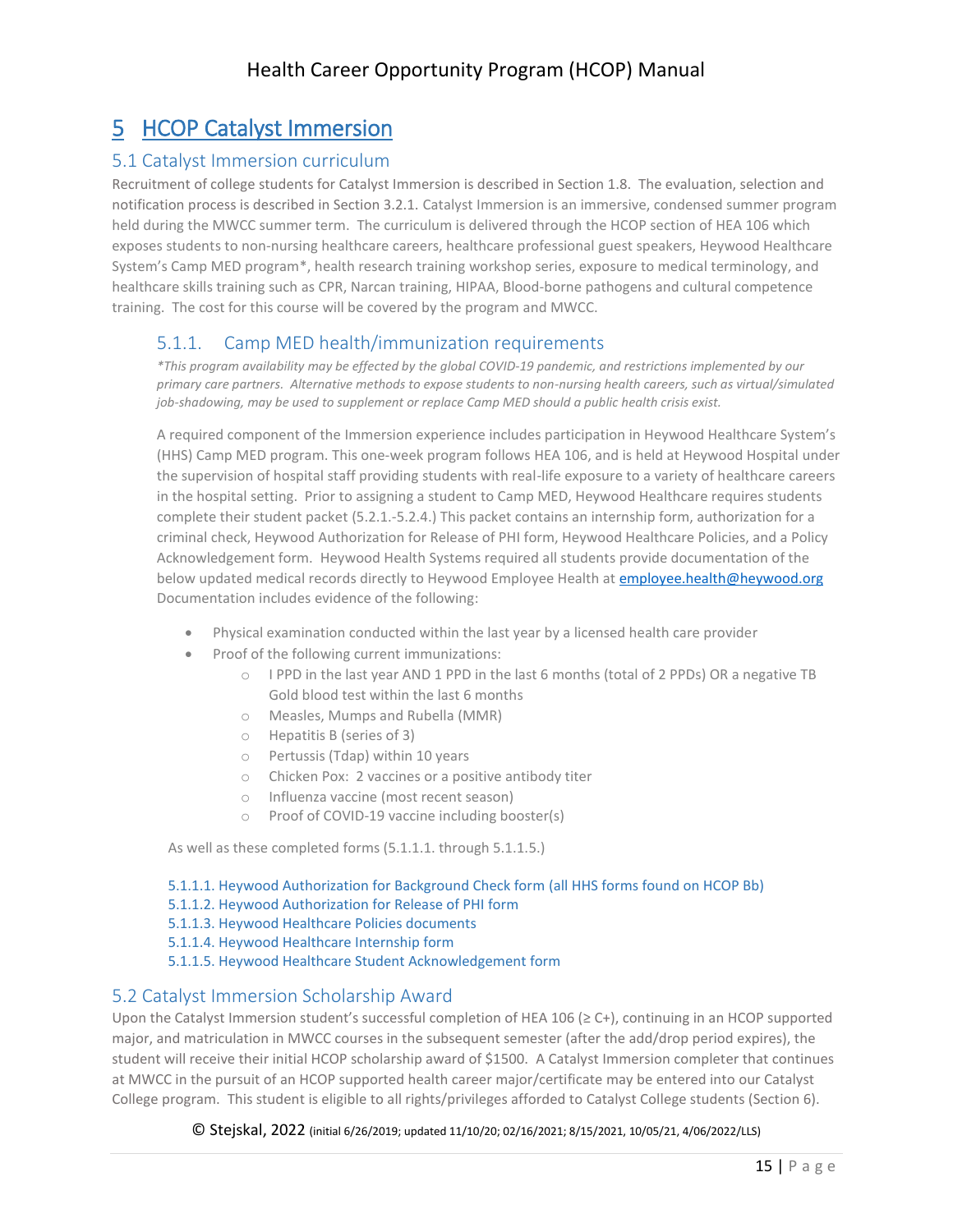# 5 HCOP Catalyst Immersion

## 5.1 Catalyst Immersion curriculum

Recruitment of college students for Catalyst Immersion is described in Section 1.8. The evaluation, selection and notification process is described in Section 3.2.1. Catalyst Immersion is an immersive, condensed summer program held during the MWCC summer term. The curriculum is delivered through the HCOP section of HEA 106 which exposes students to non-nursing healthcare careers, healthcare professional guest speakers, Heywood Healthcare System's Camp MED program*, health research training workshop series, exposure to medical terminology, and healthcare skills training such as CPR, Narcan training, HIPAA, Blood-borne pathogens and cultural competence training. The cost for this course will be covered by the program and MWCC.

### 5.1.1. Camp MED health/immunization requirements

*\*This program availability may be effected by the global COVID-19 pandemic, and restrictions implemented by our primary care partners. Alternative methods to expose students to non-nursing health careers, such as virtual/simulated job-shadowing, may be used to supplement or replace Camp MED should a public health crisis exist.*

A required component of the Immersion experience includes participation in Heywood Healthcare System's (HHS) Camp MED program. This one-week program follows HEA 106, and is held at Heywood Hospital under the supervision of hospital staff providing students with real-life exposure to a variety of healthcare careers in the hospital setting. Prior to assigning a student to Camp MED, Heywood Healthcare requires students complete their student packet (5.2.1.-5.2.4.) This packet contains an internship form, authorization for a criminal check, Heywood Authorization for Release of PHI form, Heywood Healthcare Policies, and a Policy Acknowledgement form. Heywood Health Systems required all students provide documentation of the below updated medical records directly to Heywood Employee Health at employee.health@heywood.org Documentation includes evidence of the following:

- Physical examination conducted within the last year by a licensed health care provider
- Proof of the following current immunizations:
  - I PPD in the last year AND 1 PPD in the last 6 months (total of 2 PPDs) OR a negative TB Gold blood test within the last 6 months
  - Measles, Mumps and Rubella (MMR)
  - Hepatitis B (series of 3)
  - Pertussis (Tdap) within 10 years
  - Chicken Pox: 2 vaccines or a positive antibody titer
  - Influenza vaccine (most recent season)
  - Proof of COVID-19 vaccine including booster(s)

As well as these completed forms (5.1.1.1. through 5.1.1.5.)

5.1.1.1. Heywood Authorization for Background Check form (all HHS forms found on HCOP Bb)
5.1.1.2. Heywood Authorization for Release of PHI form
5.1.1.3. Heywood Healthcare Policies documents
5.1.1.4. Heywood Healthcare Internship form
5.1.1.5. Heywood Healthcare Student Acknowledgement form

## 5.2 Catalyst Immersion Scholarship Award

Upon the Catalyst Immersion student's successful completion of HEA 106 (≥ C+), continuing in an HCOP supported major, and matriculation in MWCC courses in the subsequent semester (after the add/drop period expires), the student will receive their initial HCOP scholarship award of $1500. A Catalyst Immersion completer that continues at MWCC in the pursuit of an HCOP supported health career major/certificate may be entered into our Catalyst College program. This student is eligible to all rights/privileges afforded to Catalyst College students (Section 6).

© Stejskal, 2022 (initial 6/26/2019; updated 11/10/20; 02/16/2021; 8/15/2021, 10/05/21, 4/06/2022/LLS)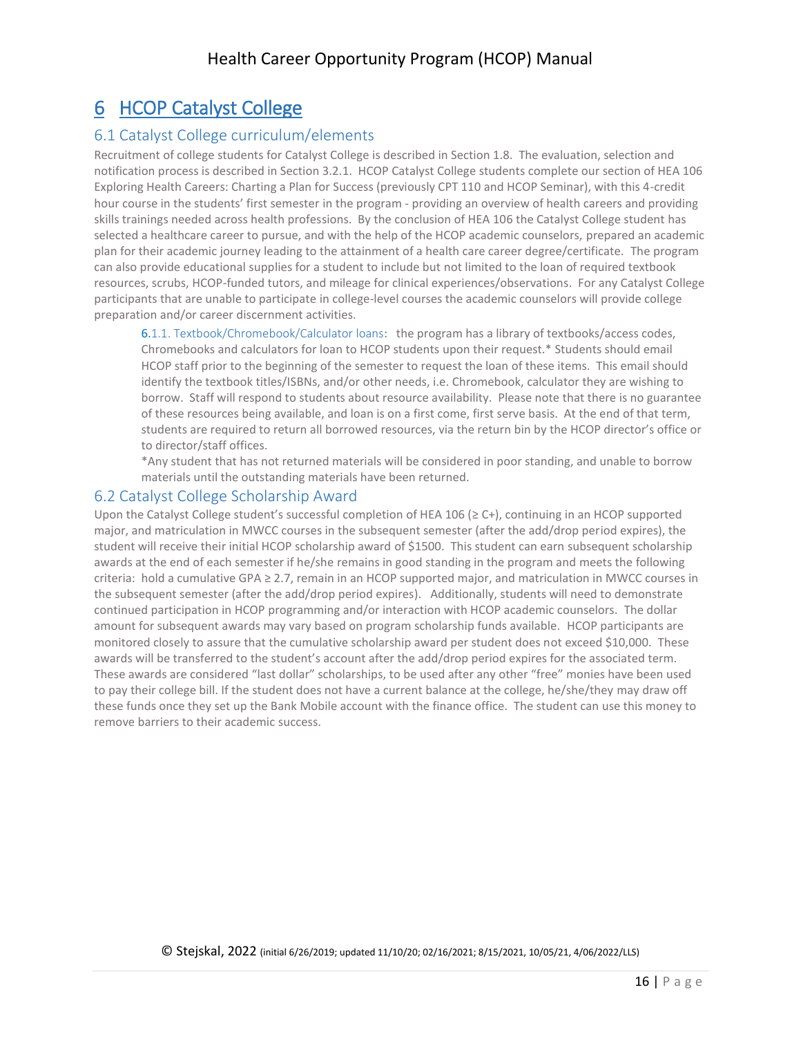# 6 HCOP Catalyst College

## 6.1 Catalyst College curriculum/elements

Recruitment of college students for Catalyst College is described in Section 1.8. The evaluation, selection and notification process is described in Section 3.2.1. HCOP Catalyst College students complete our section of HEA 106 Exploring Health Careers: Charting a Plan for Success (previously CPT 110 and HCOP Seminar), with this 4-credit hour course in the students' first semester in the program - providing an overview of health careers and providing skills trainings needed across health professions. By the conclusion of HEA 106 the Catalyst College student has selected a healthcare career to pursue, and with the help of the HCOP academic counselors, prepared an academic plan for their academic journey leading to the attainment of a health care career degree/certificate. The program can also provide educational supplies for a student to include but not limited to the loan of required textbook resources, scrubs, HCOP-funded tutors, and mileage for clinical experiences/observations. For any Catalyst College participants that are unable to participate in college-level courses the academic counselors will provide college preparation and/or career discernment activities.

6.1.1. Textbook/Chromebook/Calculator loans: the program has a library of textbooks/access codes, Chromebooks and calculators for loan to HCOP students upon their request.* Students should email HCOP staff prior to the beginning of the semester to request the loan of these items. This email should identify the textbook titles/ISBNs, and/or other needs, i.e. Chromebook, calculator they are wishing to borrow. Staff will respond to students about resource availability. Please note that there is no guarantee of these resources being available, and loan is on a first come, first serve basis. At the end of that term, students are required to return all borrowed resources, via the return bin by the HCOP director's office or to director/staff offices.

*Any student that has not returned materials will be considered in poor standing, and unable to borrow materials until the outstanding materials have been returned.

## 6.2 Catalyst College Scholarship Award

Upon the Catalyst College student's successful completion of HEA 106 (≥ C+), continuing in an HCOP supported major, and matriculation in MWCC courses in the subsequent semester (after the add/drop period expires), the student will receive their initial HCOP scholarship award of $1500. This student can earn subsequent scholarship awards at the end of each semester if he/she remains in good standing in the program and meets the following criteria: hold a cumulative GPA ≥ 2.7, remain in an HCOP supported major, and matriculation in MWCC courses in the subsequent semester (after the add/drop period expires). Additionally, students will need to demonstrate continued participation in HCOP programming and/or interaction with HCOP academic counselors. The dollar amount for subsequent awards may vary based on program scholarship funds available. HCOP participants are monitored closely to assure that the cumulative scholarship award per student does not exceed $10,000. These awards will be transferred to the student's account after the add/drop period expires for the associated term. These awards are considered "last dollar" scholarships, to be used after any other "free" monies have been used to pay their college bill. If the student does not have a current balance at the college, he/she/they may draw off these funds once they set up the Bank Mobile account with the finance office. The student can use this money to remove barriers to their academic success.

© Stejskal, 2022 (initial 6/26/2019; updated 11/10/20; 02/16/2021; 8/15/2021, 10/05/21, 4/06/2022/LLS)